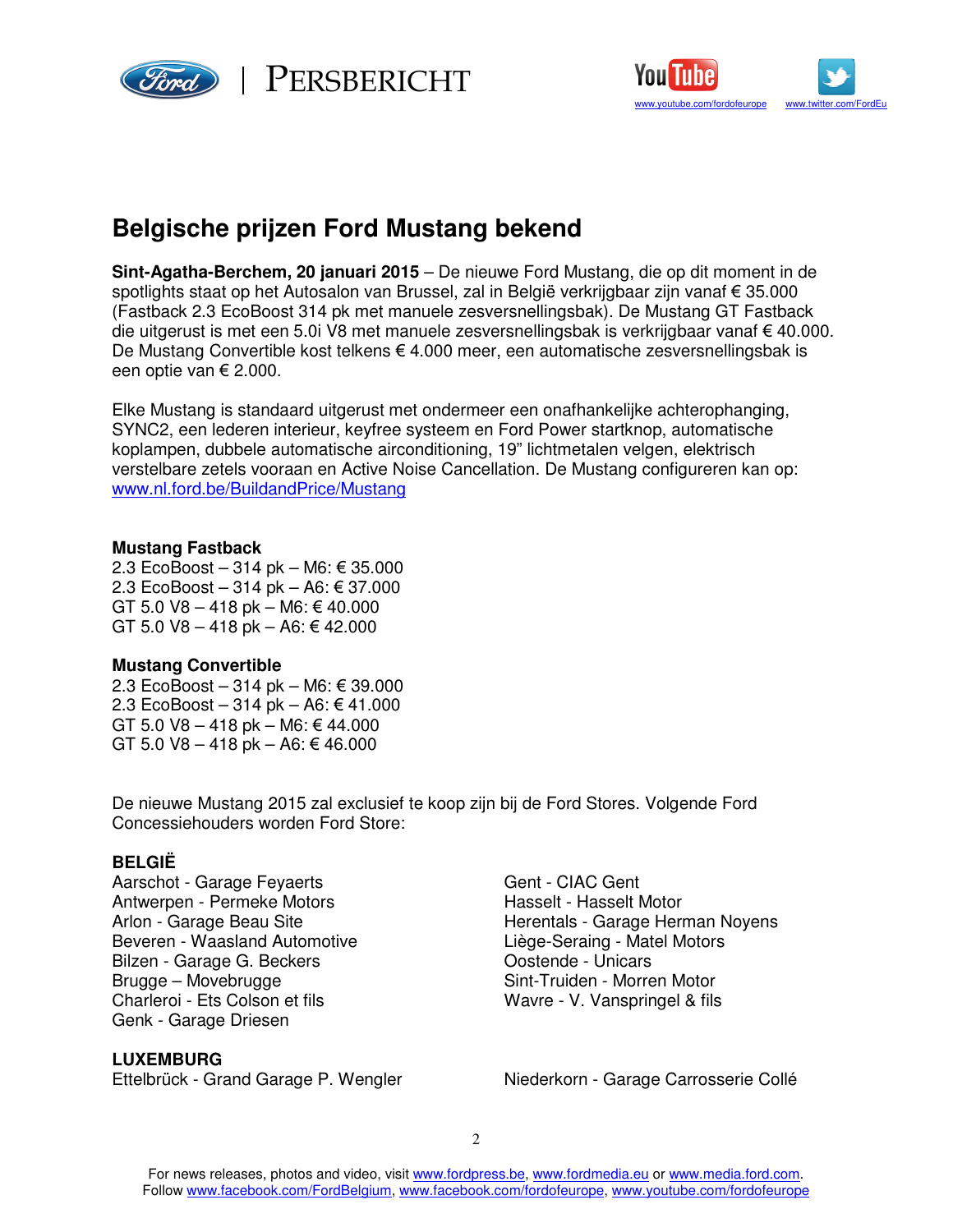PERSBERICHT

# Belgische prijzen Ford Mustang bekend

**Sint-Agatha-Berchem, 20 januari 2015** – De nieuwe Ford Mustang, die op dit moment in de spotlights staat op het Autosalon van Brussel, zal in België verkrijgbaar zijn vanaf € 35.000 (Fastback 2.3 EcoBoost 314 pk met manuele zesversnellingsbak). De Mustang GT Fastback die uitgerust is met een 5.0i V8 met manuele zesversnellingsbak is verkrijgbaar vanaf € 40.000. De Mustang Convertible kost telkens € 4.000 meer, een automatische zesversnellingsbak is een optie van € 2.000.

Elke Mustang is standaard uitgerust met ondermeer een onafhankelijke achterophanging, SYNC2, een lederen interieur, keyfree systeem en Ford Power startknop, automatische koplampen, dubbele automatische airconditioning, 19" lichtmetalen velgen, elektrisch verstelbare zetels vooraan en Active Noise Cancellation. De Mustang configureren kan op: www.nl.ford.be/BuildandPrice/Mustang

**Mustang Fastback**
2.3 EcoBoost – 314 pk – M6: € 35.000
2.3 EcoBoost – 314 pk – A6: € 37.000
GT 5.0 V8 – 418 pk – M6: € 40.000
GT 5.0 V8 – 418 pk – A6: € 42.000

**Mustang Convertible**
2.3 EcoBoost – 314 pk – M6: € 39.000
2.3 EcoBoost – 314 pk – A6: € 41.000
GT 5.0 V8 – 418 pk – M6: € 44.000
GT 5.0 V8 – 418 pk – A6: € 46.000

De nieuwe Mustang 2015 zal exclusief te koop zijn bij de Ford Stores. Volgende Ford Concessiehouders worden Ford Store:

**BELGIË**
Aarschot - Garage Feyaerts
Antwerpen - Permeke Motors
Arlon - Garage Beau Site
Beveren - Waasland Automotive
Bilzen - Garage G. Beckers
Brugge – Movebrugge
Charleroi - Ets Colson et fils
Genk - Garage Driesen
Gent - CIAC Gent
Hasselt - Hasselt Motor
Herentals - Garage Herman Noyens
Liège-Seraing - Matel Motors
Oostende - Unicars
Sint-Truiden - Morren Motor
Wavre - V. Vanspringel & fils

**LUXEMBURG**
Ettelbrück - Grand Garage P. Wengler
Niederkorn - Garage Carrosserie Collé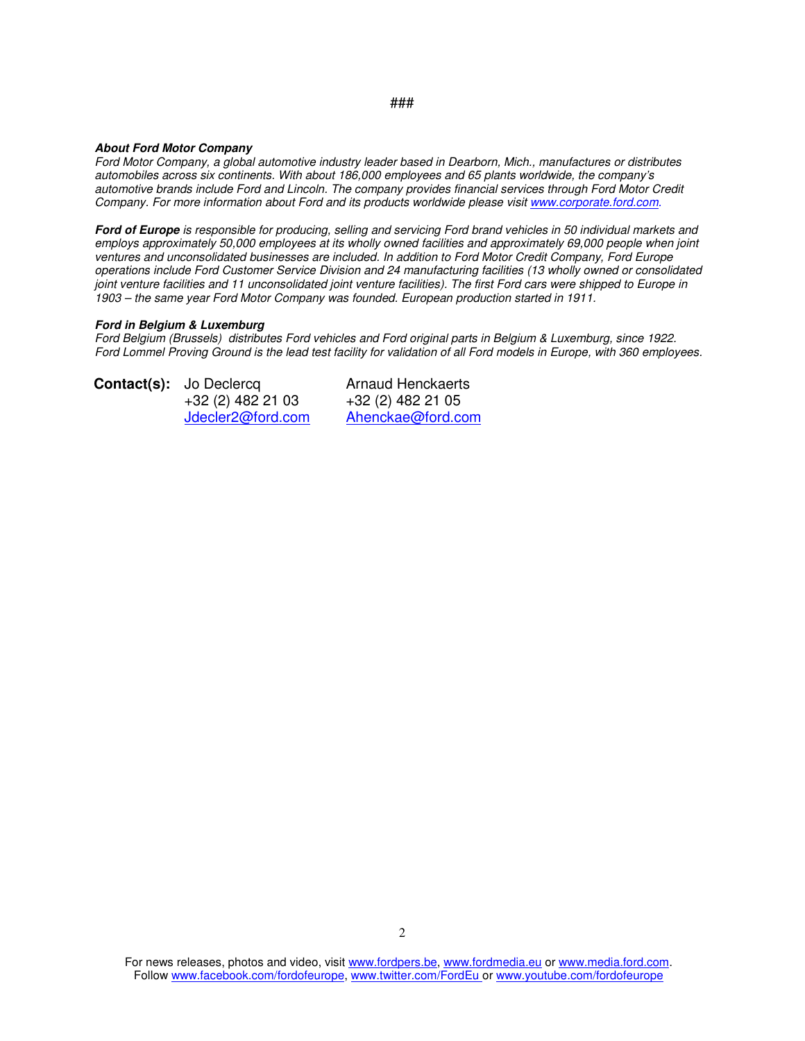###

***About Ford Motor Company***
*Ford Motor Company, a global automotive industry leader based in Dearborn, Mich., manufactures or distributes automobiles across six continents. With about 186,000 employees and 65 plants worldwide, the company's automotive brands include Ford and Lincoln. The company provides financial services through Ford Motor Credit Company. For more information about Ford and its products worldwide please visit [www.corporate.ford.com](http://www.corporate.ford.com).*

***Ford of Europe** is responsible for producing, selling and servicing Ford brand vehicles in 50 individual markets and employs approximately 50,000 employees at its wholly owned facilities and approximately 69,000 people when joint ventures and unconsolidated businesses are included. In addition to Ford Motor Credit Company, Ford Europe operations include Ford Customer Service Division and 24 manufacturing facilities (13 wholly owned or consolidated joint venture facilities and 11 unconsolidated joint venture facilities). The first Ford cars were shipped to Europe in 1903 – the same year Ford Motor Company was founded. European production started in 1911.*

***Ford in Belgium & Luxemburg***
*Ford Belgium (Brussels) distributes Ford vehicles and Ford original parts in Belgium & Luxemburg, since 1922. Ford Lommel Proving Ground is the lead test facility for validation of all Ford models in Europe, with 360 employees.*

| | | |
|---|---|---|
| **Contact(s):** | Jo Declercq | Arnaud Henckaerts |
| | +32 (2) 482 21 03 | +32 (2) 482 21 05 |
| | [Jdecler2@ford.com](mailto:Jdecler2@ford.com) | [Ahenckae@ford.com](mailto:Ahenckae@ford.com) |

For news releases, photos and video, visit [www.fordpers.be](http://www.fordpers.be), [www.fordmedia.eu](http://www.fordmedia.eu) or [www.media.ford.com](http://www.media.ford.com).
Follow [www.facebook.com/fordofeurope](http://www.facebook.com/fordofeurope), [www.twitter.com/FordEu](http://www.twitter.com/FordEu) or [www.youtube.com/fordofeurope](http://www.youtube.com/fordofeurope)